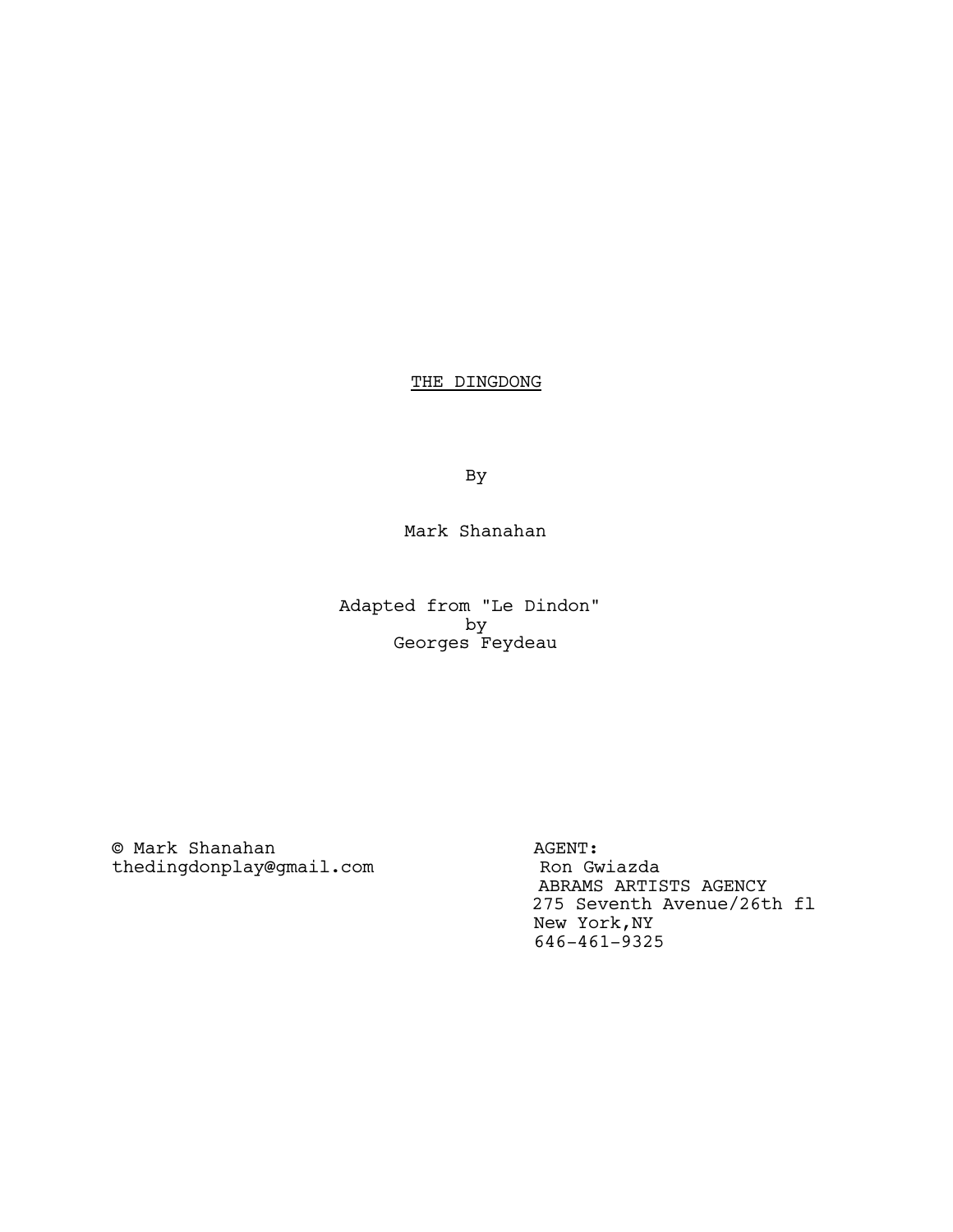# THE DINGDONG

By

Mark Shanahan

Adapted from "Le Dindon"
by
Georges Feydeau

© Mark Shanahan
thedingdonplay@gmail.com

AGENT:
Ron Gwiazda
ABRAMS ARTISTS AGENCY
275 Seventh Avenue/26th fl
New York,NY
646-461-9325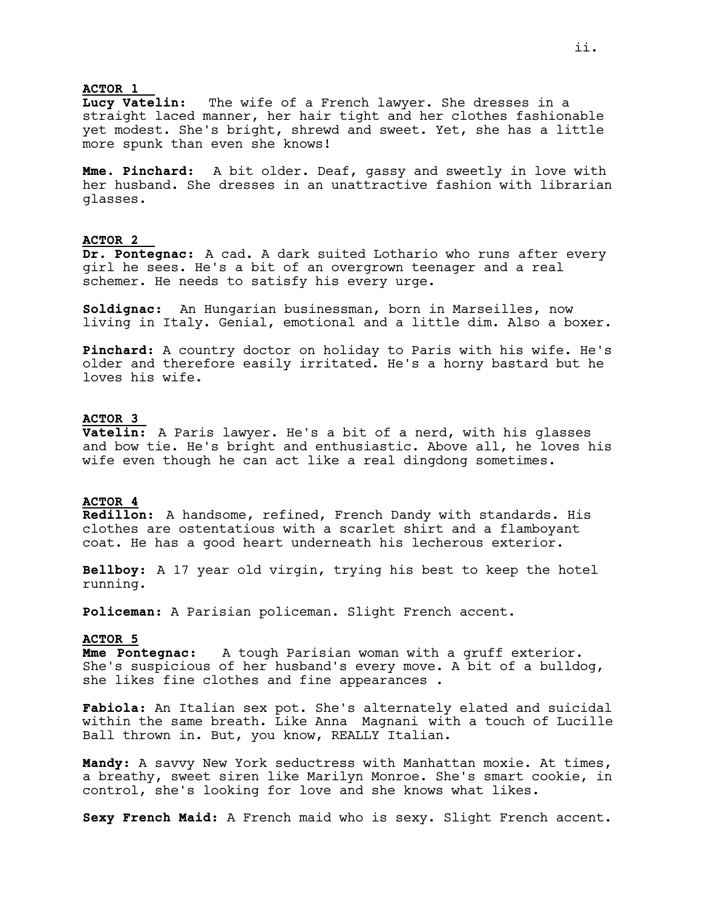**ACTOR 1**

**Lucy Vatelin:** The wife of a French lawyer. She dresses in a straight laced manner, her hair tight and her clothes fashionable yet modest. She's bright, shrewd and sweet. Yet, she has a little more spunk than even she knows!

**Mme. Pinchard:** A bit older. Deaf, gassy and sweetly in love with her husband. She dresses in an unattractive fashion with librarian glasses.

**ACTOR 2**

**Dr. Pontegnac:** A cad. A dark suited Lothario who runs after every girl he sees. He's a bit of an overgrown teenager and a real schemer. He needs to satisfy his every urge.

**Soldignac:** An Hungarian businessman, born in Marseilles, now living in Italy. Genial, emotional and a little dim. Also a boxer.

**Pinchard:** A country doctor on holiday to Paris with his wife. He's older and therefore easily irritated. He's a horny bastard but he loves his wife.

**ACTOR 3**

**Vatelin:** A Paris lawyer. He's a bit of a nerd, with his glasses and bow tie. He's bright and enthusiastic. Above all, he loves his wife even though he can act like a real dingdong sometimes.

**ACTOR 4**

**Redillon:** A handsome, refined, French Dandy with standards. His clothes are ostentatious with a scarlet shirt and a flamboyant coat. He has a good heart underneath his lecherous exterior.

**Bellboy:** A 17 year old virgin, trying his best to keep the hotel running.

**Policeman:** A Parisian policeman. Slight French accent.

**ACTOR 5**

**Mme Pontegnac:** A tough Parisian woman with a gruff exterior. She's suspicious of her husband's every move. A bit of a bulldog, she likes fine clothes and fine appearances .

**Fabiola:** An Italian sex pot. She's alternately elated and suicidal within the same breath. Like Anna Magnani with a touch of Lucille Ball thrown in. But, you know, REALLY Italian.

**Mandy:** A savvy New York seductress with Manhattan moxie. At times, a breathy, sweet siren like Marilyn Monroe. She's smart cookie, in control, she's looking for love and she knows what likes.

**Sexy French Maid:** A French maid who is sexy. Slight French accent.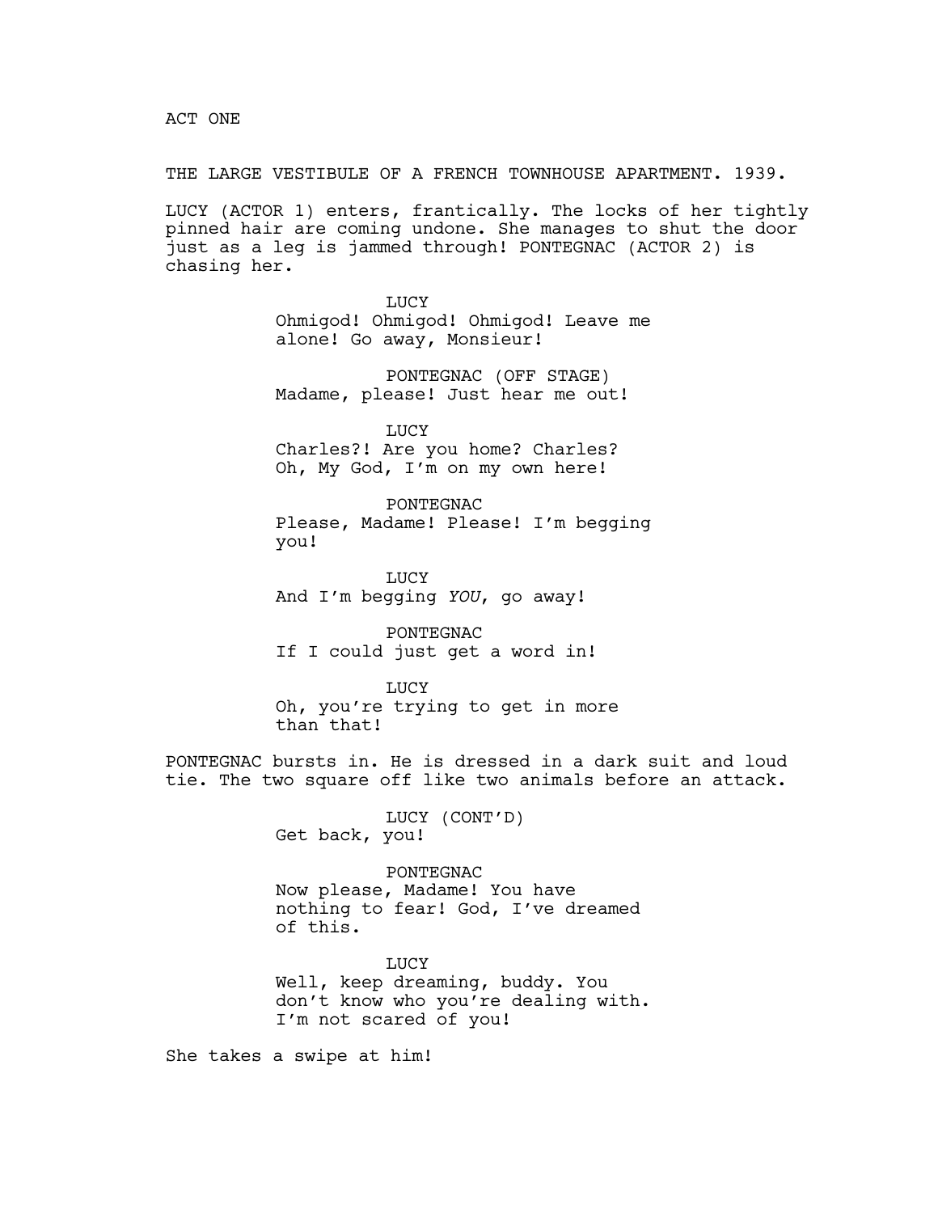ACT ONE

THE LARGE VESTIBULE OF A FRENCH TOWNHOUSE APARTMENT. 1939.

LUCY (ACTOR 1) enters, frantically. The locks of her tightly pinned hair are coming undone. She manages to shut the door just as a leg is jammed through! PONTEGNAC (ACTOR 2) is chasing her.

LUCY
Ohmigod! Ohmigod! Ohmigod! Leave me alone! Go away, Monsieur!

PONTEGNAC (OFF STAGE)
Madame, please! Just hear me out!

LUCY
Charles?! Are you home? Charles? Oh, My God, I'm on my own here!

PONTEGNAC
Please, Madame! Please! I'm begging you!

LUCY
And I'm begging *YOU*, go away!

PONTEGNAC
If I could just get a word in!

LUCY
Oh, you're trying to get in more than that!

PONTEGNAC bursts in. He is dressed in a dark suit and loud tie. The two square off like two animals before an attack.

LUCY (CONT'D)
Get back, you!

PONTEGNAC
Now please, Madame! You have nothing to fear! God, I've dreamed of this.

LUCY
Well, keep dreaming, buddy. You don't know who you're dealing with. I'm not scared of you!

She takes a swipe at him!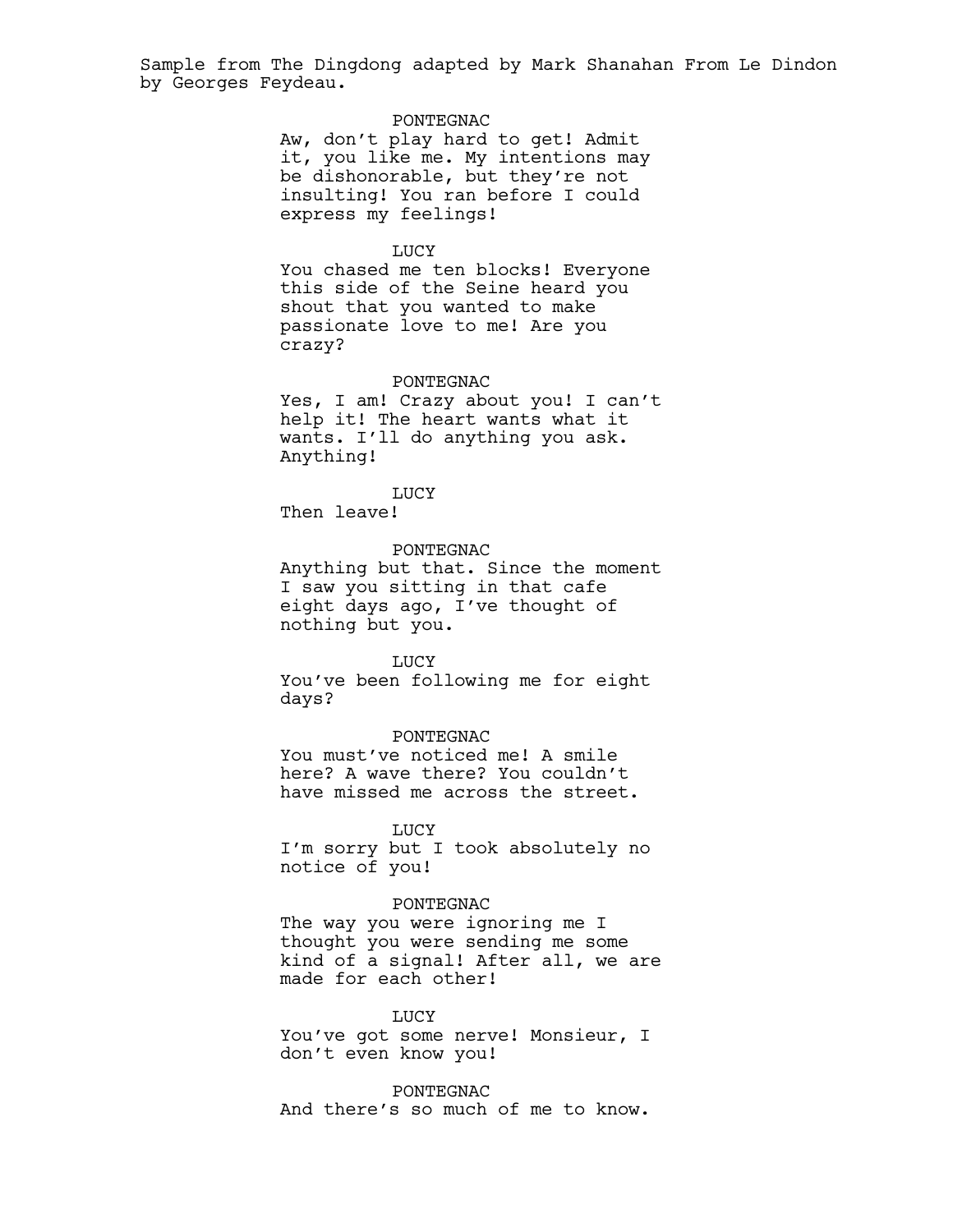Sample from The Dingdong adapted by Mark Shanahan From Le Dindon by Georges Feydeau.

PONTEGNAC

Aw, don't play hard to get! Admit it, you like me. My intentions may be dishonorable, but they're not insulting! You ran before I could express my feelings!

LUCY

You chased me ten blocks! Everyone this side of the Seine heard you shout that you wanted to make passionate love to me! Are you crazy?

PONTEGNAC

Yes, I am! Crazy about you! I can't help it! The heart wants what it wants. I'll do anything you ask. Anything!

LUCY

Then leave!

PONTEGNAC

Anything but that. Since the moment I saw you sitting in that cafe eight days ago, I've thought of nothing but you.

LUCY

You've been following me for eight days?

PONTEGNAC

You must've noticed me! A smile here? A wave there? You couldn't have missed me across the street.

LUCY

I'm sorry but I took absolutely no notice of you!

PONTEGNAC

The way you were ignoring me I thought you were sending me some kind of a signal! After all, we are made for each other!

LUCY

You've got some nerve! Monsieur, I don't even know you!

PONTEGNAC

And there's so much of me to know.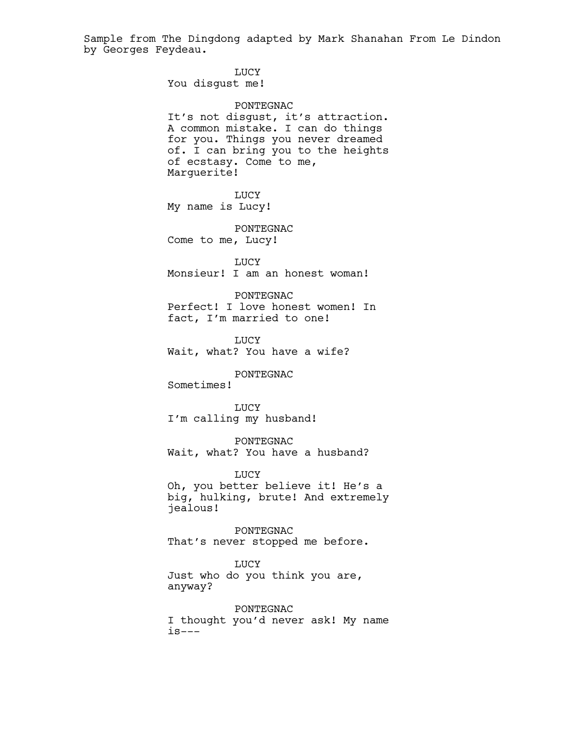Sample from The Dingdong adapted by Mark Shanahan From Le Dindon by Georges Feydeau.

LUCY
You disgust me!

PONTEGNAC
It's not disgust, it's attraction. A common mistake. I can do things for you. Things you never dreamed of. I can bring you to the heights of ecstasy. Come to me, Marguerite!

LUCY
My name is Lucy!

PONTEGNAC
Come to me, Lucy!

LUCY
Monsieur! I am an honest woman!

PONTEGNAC
Perfect! I love honest women! In fact, I'm married to one!

LUCY
Wait, what? You have a wife?

PONTEGNAC
Sometimes!

LUCY
I'm calling my husband!

PONTEGNAC
Wait, what? You have a husband?

LUCY
Oh, you better believe it! He's a big, hulking, brute! And extremely jealous!

PONTEGNAC
That's never stopped me before.

LUCY
Just who do you think you are, anyway?

PONTEGNAC
I thought you'd never ask! My name is---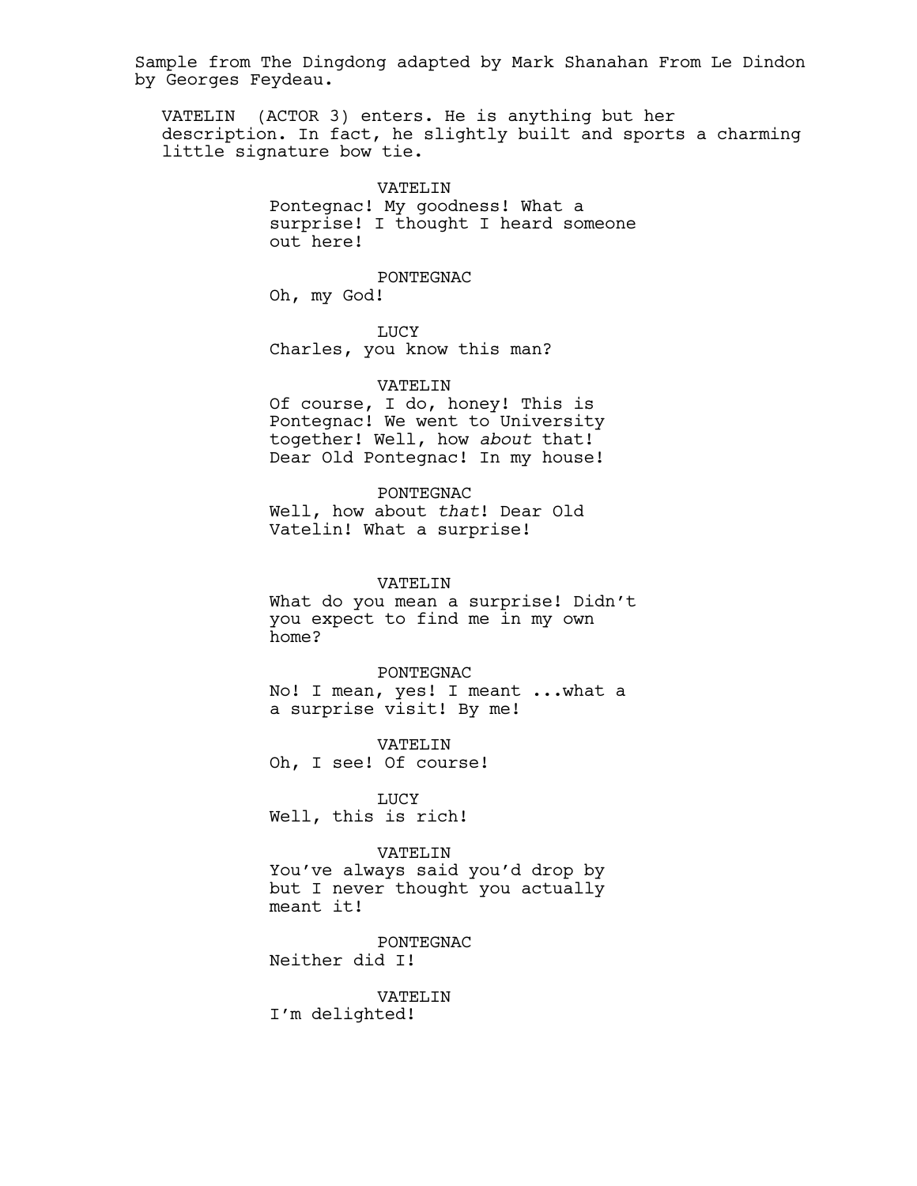Sample from The Dingdong adapted by Mark Shanahan From Le Dindon by Georges Feydeau.

VATELIN (ACTOR 3) enters. He is anything but her description. In fact, he slightly built and sports a charming little signature bow tie.

VATELIN
Pontegnac! My goodness! What a surprise! I thought I heard someone out here!

PONTEGNAC
Oh, my God!

LUCY
Charles, you know this man?

VATELIN
Of course, I do, honey! This is Pontegnac! We went to University together! Well, how *about* that! Dear Old Pontegnac! In my house!

PONTEGNAC
Well, how about *that*! Dear Old Vatelin! What a surprise!

VATELIN
What do you mean a surprise! Didn't you expect to find me in my own home?

PONTEGNAC
No! I mean, yes! I meant ...what a a surprise visit! By me!

VATELIN
Oh, I see! Of course!

LUCY
Well, this is rich!

VATELIN
You've always said you'd drop by but I never thought you actually meant it!

PONTEGNAC
Neither did I!

VATELIN
I'm delighted!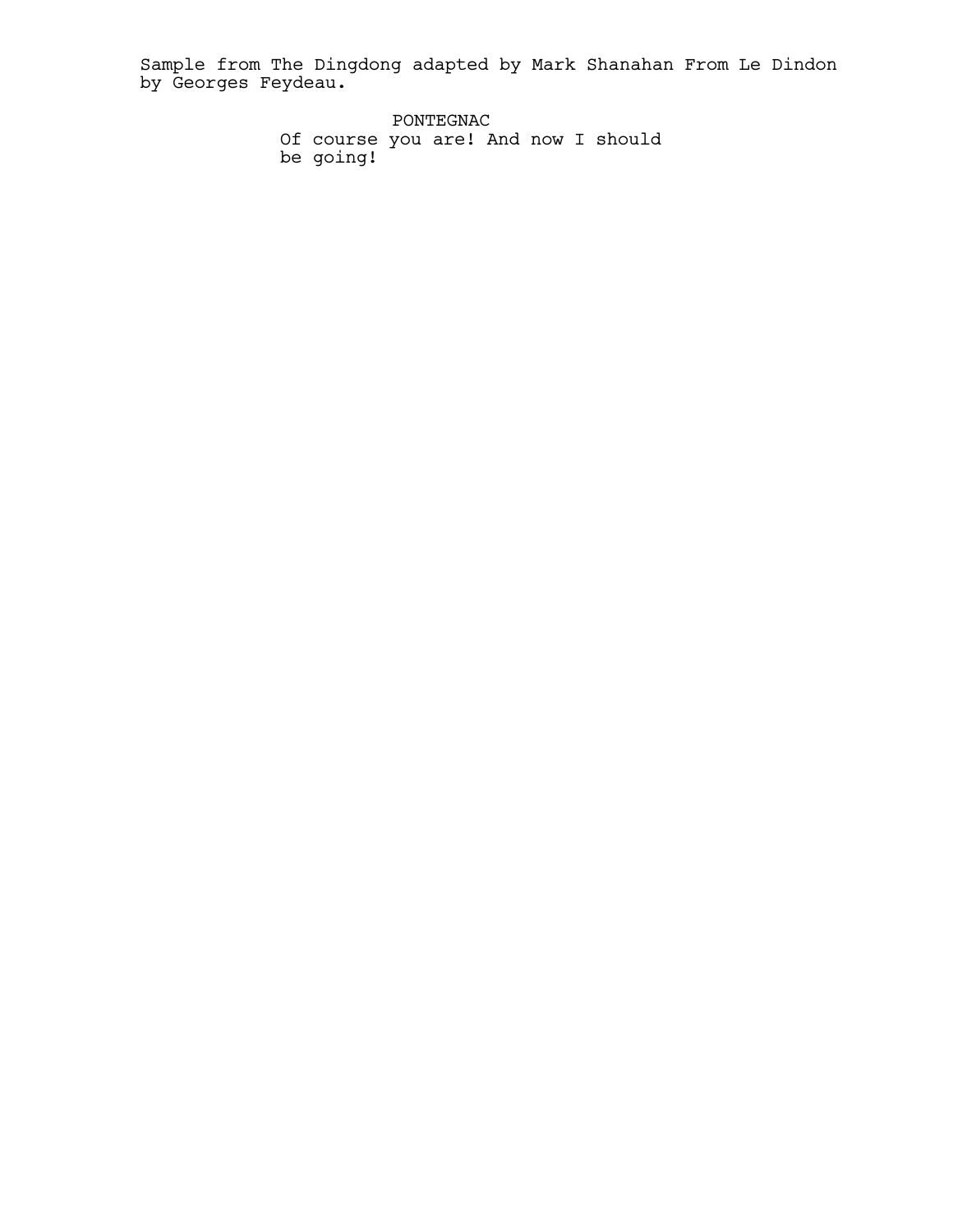Sample from The Dingdong adapted by Mark Shanahan From Le Dindon by Georges Feydeau.

PONTEGNAC

Of course you are! And now I should be going!